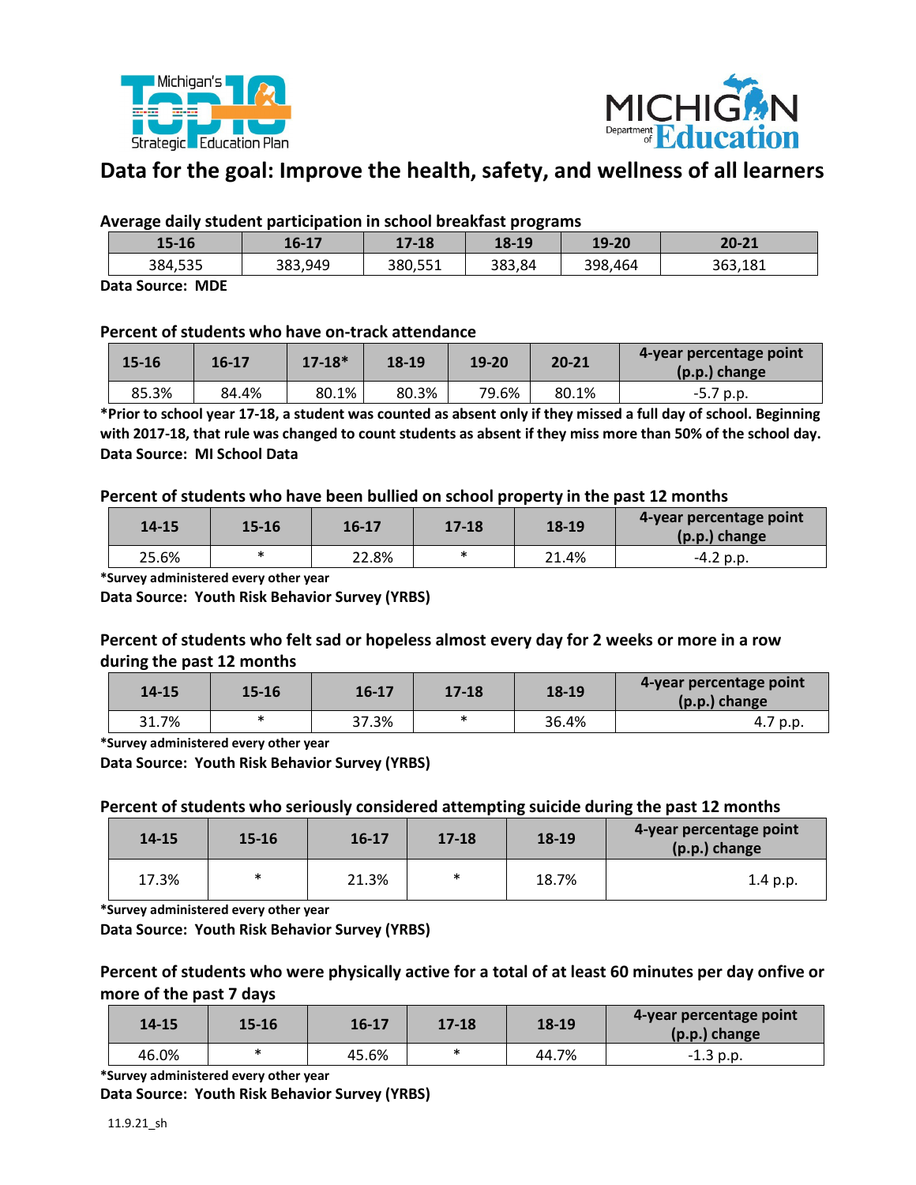# Data for the goal: Improve the health, safety, and wellness of all learners

**Average daily student participation in school breakfast programs**

| 15-16 | 16-17 | 17-18 | 18-19 | 19-20 | 20-21 |
|---|---|---|---|---|---|
| 384,535 | 383,949 | 380,551 | 383,84 | 398,464 | 363,181 |

**Data Source: MDE**

**Percent of students who have on-track attendance**

| 15-16 | 16-17 | 17-18* | 18-19 | 19-20 | 20-21 | 4-year percentage point (p.p.) change |
|---|---|---|---|---|---|---|
| 85.3% | 84.4% | 80.1% | 80.3% | 79.6% | 80.1% | -5.7 p.p. |

**\*Prior to school year 17-18, a student was counted as absent only if they missed a full day of school. Beginning with 2017-18, that rule was changed to count students as absent if they miss more than 50% of the school day.**
**Data Source: MI School Data**

**Percent of students who have been bullied on school property in the past 12 months**

| 14-15 | 15-16 | 16-17 | 17-18 | 18-19 | 4-year percentage point (p.p.) change |
|---|---|---|---|---|---|
| 25.6% | * | 22.8% | * | 21.4% | -4.2 p.p. |

**\*Survey administered every other year**
**Data Source: Youth Risk Behavior Survey (YRBS)**

**Percent of students who felt sad or hopeless almost every day for 2 weeks or more in a row during the past 12 months**

| 14-15 | 15-16 | 16-17 | 17-18 | 18-19 | 4-year percentage point (p.p.) change |
|---|---|---|---|---|---|
| 31.7% | * | 37.3% | * | 36.4% | 4.7 p.p. |

**\*Survey administered every other year**
**Data Source: Youth Risk Behavior Survey (YRBS)**

**Percent of students who seriously considered attempting suicide during the past 12 months**

| 14-15 | 15-16 | 16-17 | 17-18 | 18-19 | 4-year percentage point (p.p.) change |
|---|---|---|---|---|---|
| 17.3% | * | 21.3% | * | 18.7% | 1.4 p.p. |

**\*Survey administered every other year**
**Data Source: Youth Risk Behavior Survey (YRBS)**

**Percent of students who were physically active for a total of at least 60 minutes per day onfive or more of the past 7 days**

| 14-15 | 15-16 | 16-17 | 17-18 | 18-19 | 4-year percentage point (p.p.) change |
|---|---|---|---|---|---|
| 46.0% | * | 45.6% | * | 44.7% | -1.3 p.p. |

**\*Survey administered every other year**
**Data Source: Youth Risk Behavior Survey (YRBS)**

11.9.21_sh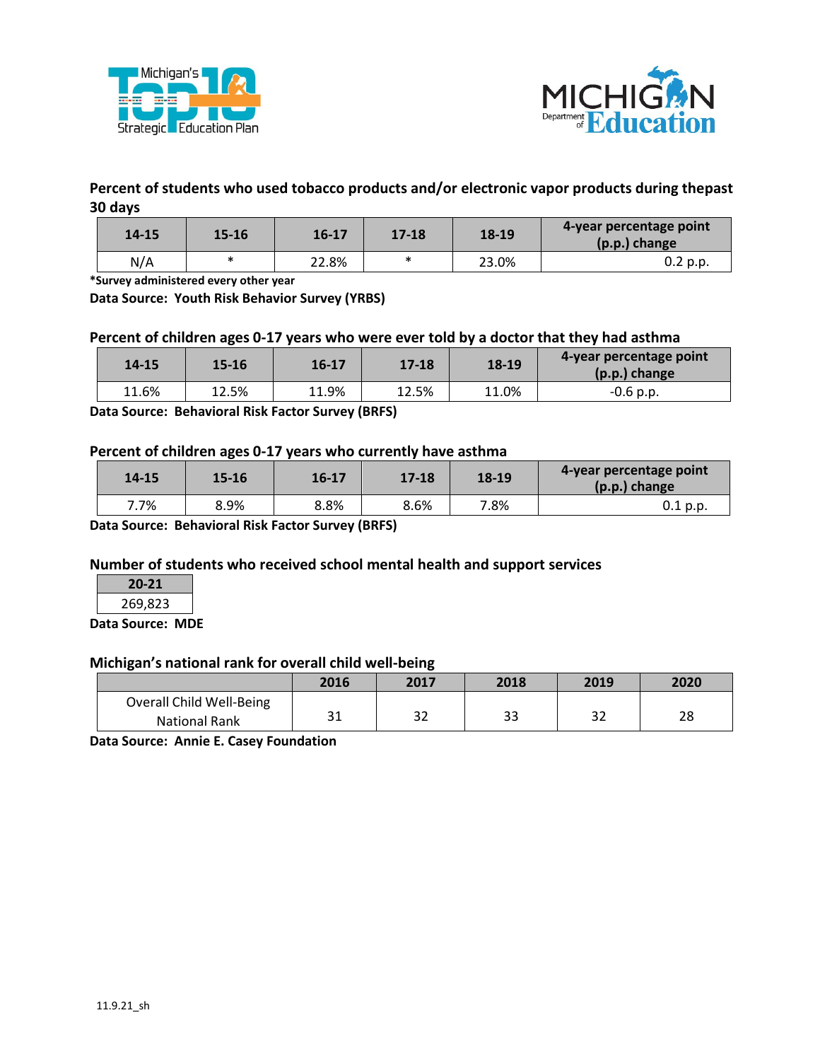**Percent of students who used tobacco products and/or electronic vapor products during thepast 30 days**

| 14-15 | 15-16 | 16-17 | 17-18 | 18-19 | 4-year percentage point (p.p.) change |
|---|---|---|---|---|---|
| N/A | * | 22.8% | * | 23.0% | 0.2 p.p. |

***Survey administered every other year**

**Data Source: Youth Risk Behavior Survey (YRBS)**

**Percent of children ages 0-17 years who were ever told by a doctor that they had asthma**

| 14-15 | 15-16 | 16-17 | 17-18 | 18-19 | 4-year percentage point (p.p.) change |
|---|---|---|---|---|---|
| 11.6% | 12.5% | 11.9% | 12.5% | 11.0% | -0.6 p.p. |

**Data Source: Behavioral Risk Factor Survey (BRFS)**

**Percent of children ages 0-17 years who currently have asthma**

| 14-15 | 15-16 | 16-17 | 17-18 | 18-19 | 4-year percentage point (p.p.) change |
|---|---|---|---|---|---|
| 7.7% | 8.9% | 8.8% | 8.6% | 7.8% | 0.1 p.p. |

**Data Source: Behavioral Risk Factor Survey (BRFS)**

**Number of students who received school mental health and support services**

| 20-21 |
|---|
| 269,823 |

**Data Source: MDE**

**Michigan's national rank for overall child well-being**

| | 2016 | 2017 | 2018 | 2019 | 2020 |
|---|---|---|---|---|---|
| Overall Child Well-Being National Rank | 31 | 32 | 33 | 32 | 28 |

**Data Source: Annie E. Casey Foundation**

11.9.21_sh